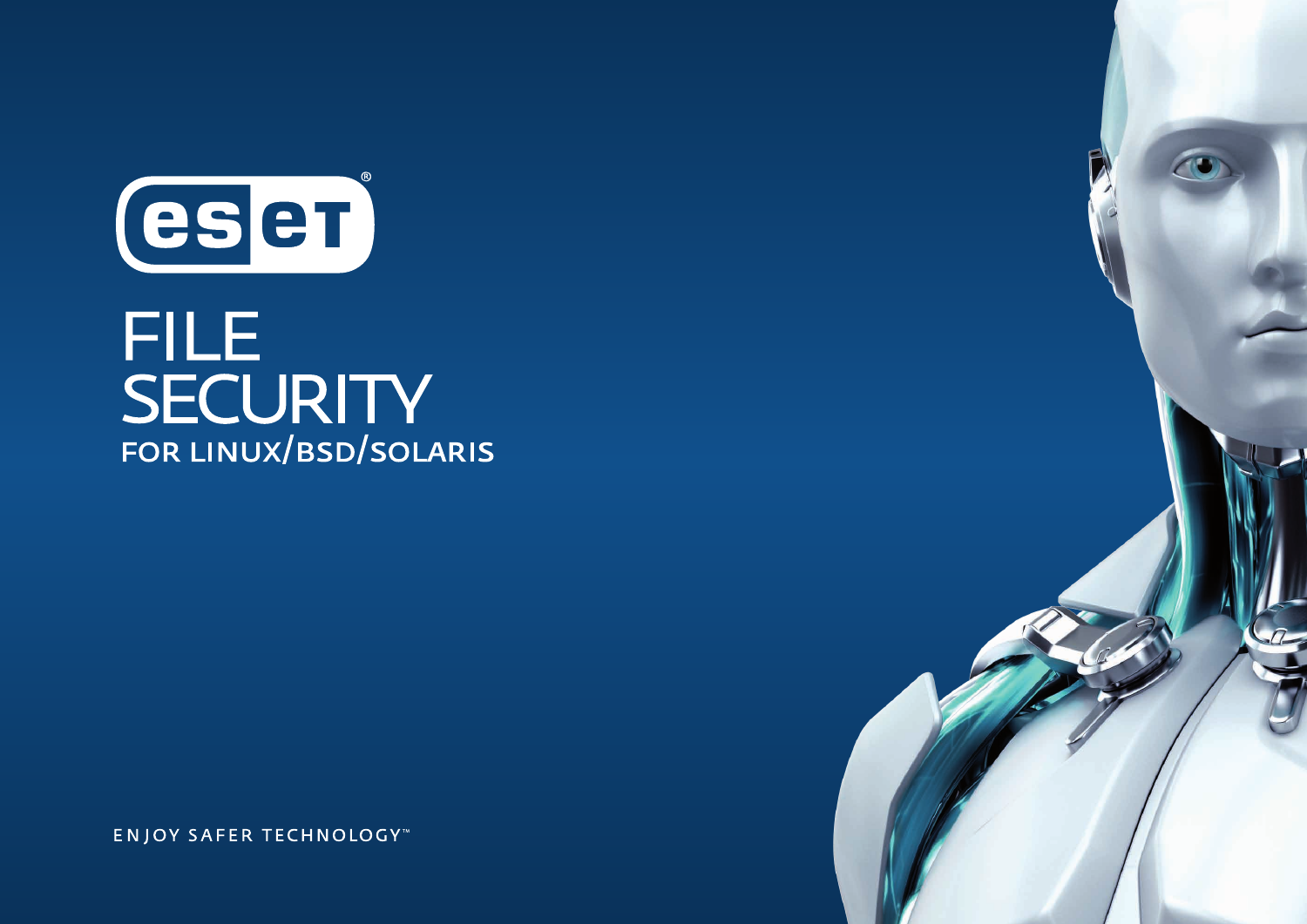# ESET

# FILE SECURITY

## FOR LINUX/BSD/SOLARIS

ENJOY SAFER TECHNOLOGY™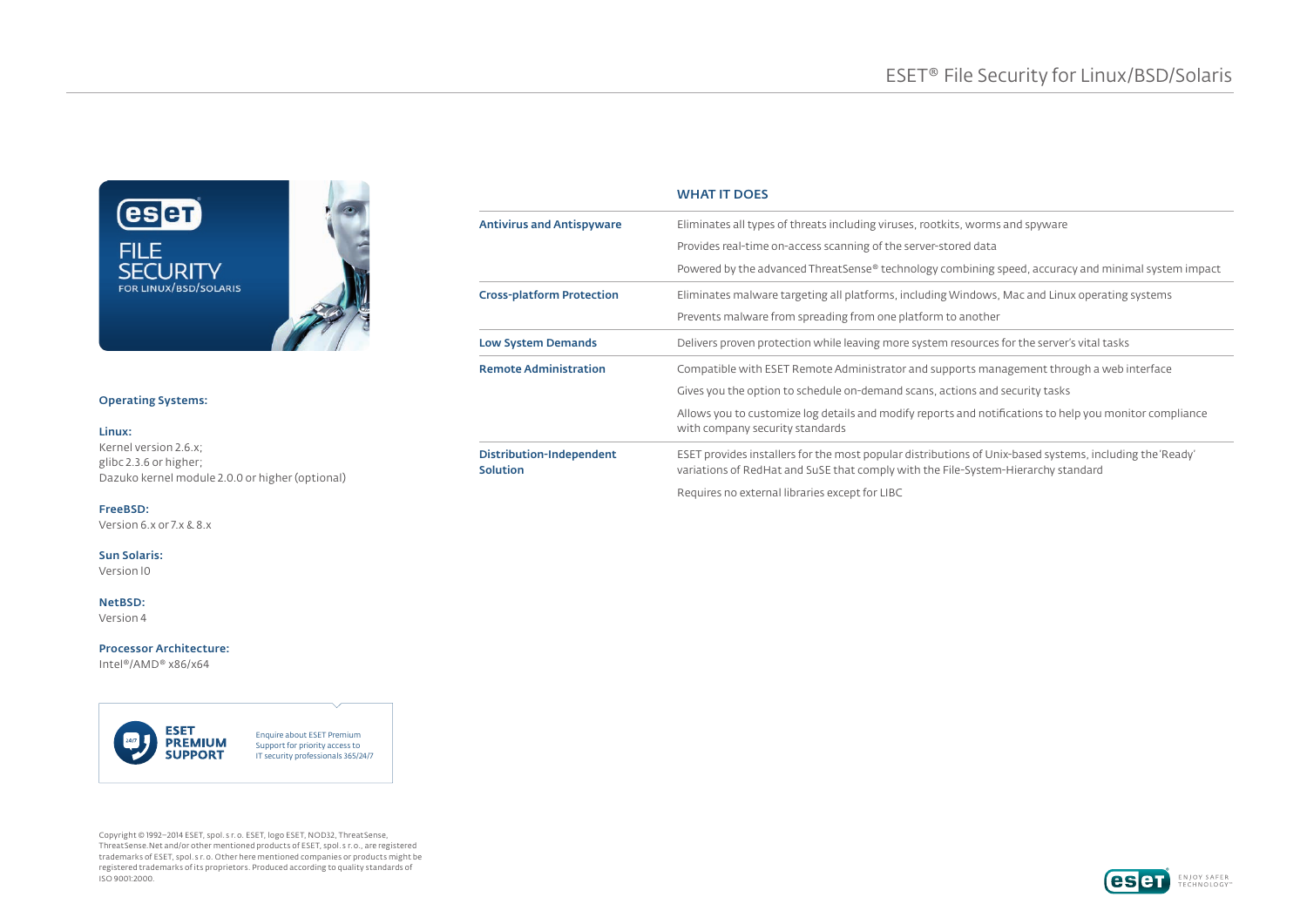# ESET® File Security for Linux/BSD/Solaris

**Operating Systems:**

**Linux:**
Kernel version 2.6.x;
glibc 2.3.6 or higher;
Dazuko kernel module 2.0.0 or higher (optional)

**FreeBSD:**
Version 6.x or 7.x & 8.x

**Sun Solaris:**
Version 10

**NetBSD:**
Version 4

**Processor Architecture:**
Intel®/AMD® x86/x64

| | WHAT IT DOES |
|---|---|
| **Antivirus and Antispyware** | Eliminates all types of threats including viruses, rootkits, worms and spyware |
| | Provides real-time on-access scanning of the server-stored data |
| | Powered by the advanced ThreatSense® technology combining speed, accuracy and minimal system impact |
| **Cross-platform Protection** | Eliminates malware targeting all platforms, including Windows, Mac and Linux operating systems |
| | Prevents malware from spreading from one platform to another |
| **Low System Demands** | Delivers proven protection while leaving more system resources for the server's vital tasks |
| **Remote Administration** | Compatible with ESET Remote Administrator and supports management through a web interface |
| | Gives you the option to schedule on-demand scans, actions and security tasks |
| | Allows you to customize log details and modify reports and notifications to help you monitor compliance with company security standards |
| **Distribution-Independent Solution** | ESET provides installers for the most popular distributions of Unix-based systems, including the 'Ready' variations of RedHat and SuSE that comply with the File-System-Hierarchy standard |
| | Requires no external libraries except for LIBC |

**ESET PREMIUM SUPPORT**

Enquire about ESET Premium Support for priority access to IT security professionals 365/24/7

Copyright © 1992–2014 ESET, spol. s r. o. ESET, logo ESET, NOD32, ThreatSense, ThreatSense.Net and/or other mentioned products of ESET, spol. s r. o., are registered trademarks of ESET, spol. s r. o. Other here mentioned companies or products might be registered trademarks of its proprietors. Produced according to quality standards of ISO 9001:2000.

ENJOY SAFER TECHNOLOGY™